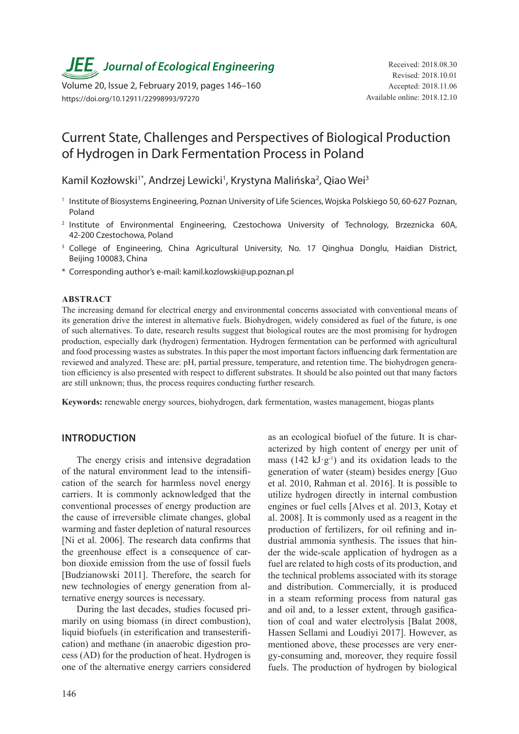# Current State, Challenges and Perspectives of Biological Production of Hydrogen in Dark Fermentation Process in Poland

Kamil Kozłowski[1*], Andrzej Lewicki[1], Krystyna Malińska[2], Qiao Wei[3]

[1] Institute of Biosystems Engineering, Poznan University of Life Sciences, Wojska Polskiego 50, 60-627 Poznan, Poland

[2] Institute of Environmental Engineering, Czestochowa University of Technology, Brzeznicka 60A, 42-200 Czestochowa, Poland

[3] College of Engineering, China Agricultural University, No. 17 Qinghua Donglu, Haidian District, Beijing 100083, China

[*] Corresponding author's e-mail: kamil.kozlowski@up.poznan.pl

Received: 2018.08.30
Revised: 2018.10.01
Accepted: 2018.11.06
Available online: 2018.12.10

https://doi.org/10.12911/22998993/97270

## ABSTRACT

The increasing demand for electrical energy and environmental concerns associated with conventional means of its generation drive the interest in alternative fuels. Biohydrogen, widely considered as fuel of the future, is one of such alternatives. To date, research results suggest that biological routes are the most promising for hydrogen production, especially dark (hydrogen) fermentation. Hydrogen fermentation can be performed with agricultural and food processing wastes as substrates. In this paper the most important factors influencing dark fermentation are reviewed and analyzed. These are: pH, partial pressure, temperature, and retention time. The biohydrogen generation efficiency is also presented with respect to different substrates. It should be also pointed out that many factors are still unknown; thus, the process requires conducting further research.

**Keywords:** renewable energy sources, biohydrogen, dark fermentation, wastes management, biogas plants

## INTRODUCTION

The energy crisis and intensive degradation of the natural environment lead to the intensification of the search for harmless novel energy carriers. It is commonly acknowledged that the conventional processes of energy production are the cause of irreversible climate changes, global warming and faster depletion of natural resources [Ni et al. 2006]. The research data confirms that the greenhouse effect is a consequence of carbon dioxide emission from the use of fossil fuels [Budzianowski 2011]. Therefore, the search for new technologies of energy generation from alternative energy sources is necessary.

During the last decades, studies focused primarily on using biomass (in direct combustion), liquid biofuels (in esterification and transesterification) and methane (in anaerobic digestion process (AD) for the production of heat. Hydrogen is one of the alternative energy carriers considered as an ecological biofuel of the future. It is characterized by high content of energy per unit of mass (142 $kJ \cdot g^{-1}$) and its oxidation leads to the generation of water (steam) besides energy [Guo et al. 2010, Rahman et al. 2016]. It is possible to utilize hydrogen directly in internal combustion engines or fuel cells [Alves et al. 2013, Kotay et al. 2008]. It is commonly used as a reagent in the production of fertilizers, for oil refining and industrial ammonia synthesis. The issues that hinder the wide-scale application of hydrogen as a fuel are related to high costs of its production, and the technical problems associated with its storage and distribution. Commercially, it is produced in a steam reforming process from natural gas and oil and, to a lesser extent, through gasification of coal and water electrolysis [Balat 2008, Hassen Sellami and Loudiyi 2017]. However, as mentioned above, these processes are very energy-consuming and, moreover, they require fossil fuels. The production of hydrogen by biological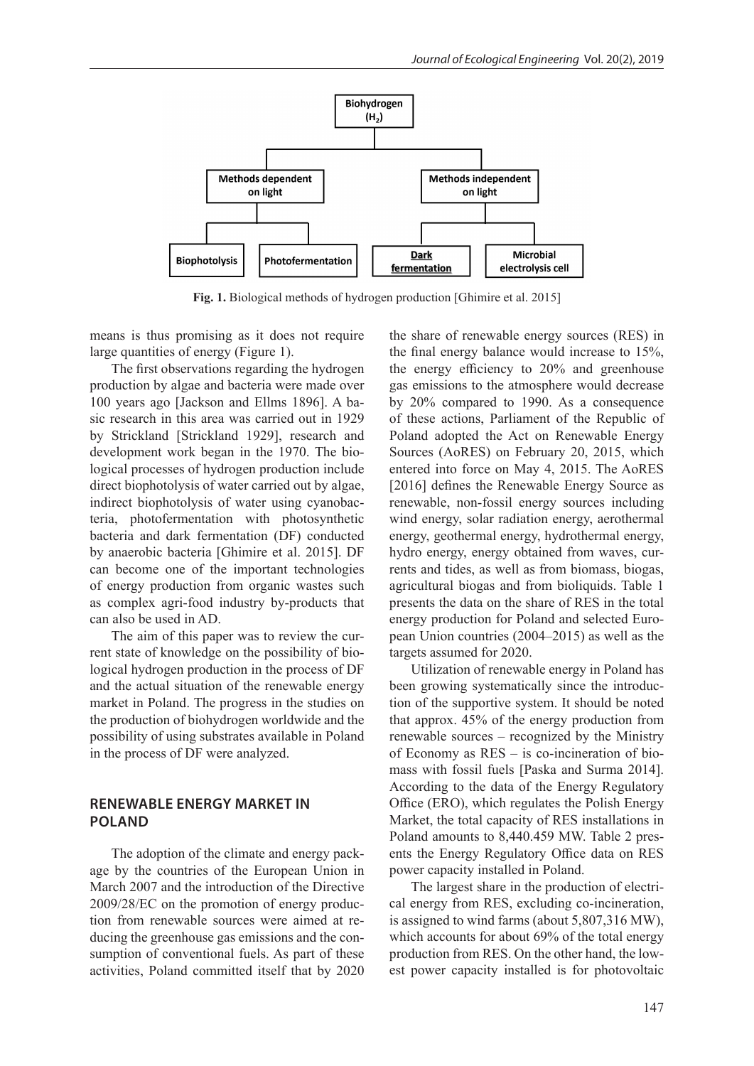Fig. 1. Biological methods of hydrogen production [Ghimire et al. 2015]

means is thus promising as it does not require large quantities of energy (Figure 1).

The first observations regarding the hydrogen production by algae and bacteria were made over 100 years ago [Jackson and Ellms 1896]. A basic research in this area was carried out in 1929 by Strickland [Strickland 1929], research and development work began in the 1970. The biological processes of hydrogen production include direct biophotolysis of water carried out by algae, indirect biophotolysis of water using cyanobacteria, photofermentation with photosynthetic bacteria and dark fermentation (DF) conducted by anaerobic bacteria [Ghimire et al. 2015]. DF can become one of the important technologies of energy production from organic wastes such as complex agri-food industry by-products that can also be used in AD.

The aim of this paper was to review the current state of knowledge on the possibility of biological hydrogen production in the process of DF and the actual situation of the renewable energy market in Poland. The progress in the studies on the production of biohydrogen worldwide and the possibility of using substrates available in Poland in the process of DF were analyzed.

## RENEWABLE ENERGY MARKET IN POLAND

The adoption of the climate and energy package by the countries of the European Union in March 2007 and the introduction of the Directive 2009/28/EC on the promotion of energy production from renewable sources were aimed at reducing the greenhouse gas emissions and the consumption of conventional fuels. As part of these activities, Poland committed itself that by 2020 the share of renewable energy sources (RES) in the final energy balance would increase to 15%, the energy efficiency to 20% and greenhouse gas emissions to the atmosphere would decrease by 20% compared to 1990. As a consequence of these actions, Parliament of the Republic of Poland adopted the Act on Renewable Energy Sources (AoRES) on February 20, 2015, which entered into force on May 4, 2015. The AoRES [2016] defines the Renewable Energy Source as renewable, non-fossil energy sources including wind energy, solar radiation energy, aerothermal energy, geothermal energy, hydrothermal energy, hydro energy, energy obtained from waves, currents and tides, as well as from biomass, biogas, agricultural biogas and from bioliquids. Table 1 presents the data on the share of RES in the total energy production for Poland and selected European Union countries (2004–2015) as well as the targets assumed for 2020.

Utilization of renewable energy in Poland has been growing systematically since the introduction of the supportive system. It should be noted that approx. 45% of the energy production from renewable sources – recognized by the Ministry of Economy as RES – is co-incineration of biomass with fossil fuels [Paska and Surma 2014]. According to the data of the Energy Regulatory Office (ERO), which regulates the Polish Energy Market, the total capacity of RES installations in Poland amounts to 8,440.459 MW. Table 2 presents the Energy Regulatory Office data on RES power capacity installed in Poland.

The largest share in the production of electrical energy from RES, excluding co-incineration, is assigned to wind farms (about 5,807,316 MW), which accounts for about 69% of the total energy production from RES. On the other hand, the lowest power capacity installed is for photovoltaic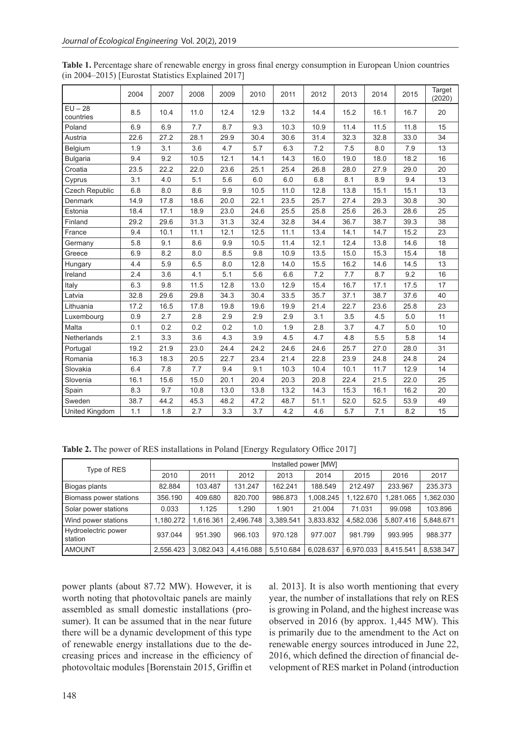**Table 1.** Percentage share of renewable energy in gross final energy consumption in European Union countries (in 2004–2015) [Eurostat Statistics Explained 2017]

| | 2004 | 2007 | 2008 | 2009 | 2010 | 2011 | 2012 | 2013 | 2014 | 2015 | Target (2020) |
|---|---|---|---|---|---|---|---|---|---|---|---|
| EU – 28 countries | 8.5 | 10.4 | 11.0 | 12.4 | 12.9 | 13.2 | 14.4 | 15.2 | 16.1 | 16.7 | 20 |
| Poland | 6.9 | 6.9 | 7.7 | 8.7 | 9.3 | 10.3 | 10.9 | 11.4 | 11.5 | 11.8 | 15 |
| Austria | 22.6 | 27.2 | 28.1 | 29.9 | 30.4 | 30.6 | 31.4 | 32.3 | 32.8 | 33.0 | 34 |
| Belgium | 1.9 | 3.1 | 3.6 | 4.7 | 5.7 | 6.3 | 7.2 | 7.5 | 8.0 | 7.9 | 13 |
| Bulgaria | 9.4 | 9.2 | 10.5 | 12.1 | 14.1 | 14.3 | 16.0 | 19.0 | 18.0 | 18.2 | 16 |
| Croatia | 23.5 | 22.2 | 22.0 | 23.6 | 25.1 | 25.4 | 26.8 | 28.0 | 27.9 | 29.0 | 20 |
| Cyprus | 3.1 | 4.0 | 5.1 | 5.6 | 6.0 | 6.0 | 6.8 | 8.1 | 8.9 | 9.4 | 13 |
| Czech Republic | 6.8 | 8.0 | 8.6 | 9.9 | 10.5 | 11.0 | 12.8 | 13.8 | 15.1 | 15.1 | 13 |
| Denmark | 14.9 | 17.8 | 18.6 | 20.0 | 22.1 | 23.5 | 25.7 | 27.4 | 29.3 | 30.8 | 30 |
| Estonia | 18.4 | 17.1 | 18.9 | 23.0 | 24.6 | 25.5 | 25.8 | 25.6 | 26.3 | 28.6 | 25 |
| Finland | 29.2 | 29.6 | 31.3 | 31.3 | 32.4 | 32.8 | 34.4 | 36.7 | 38.7 | 39.3 | 38 |
| France | 9.4 | 10.1 | 11.1 | 12.1 | 12.5 | 11.1 | 13.4 | 14.1 | 14.7 | 15.2 | 23 |
| Germany | 5.8 | 9.1 | 8.6 | 9.9 | 10.5 | 11.4 | 12.1 | 12.4 | 13.8 | 14.6 | 18 |
| Greece | 6.9 | 8.2 | 8.0 | 8.5 | 9.8 | 10.9 | 13.5 | 15.0 | 15.3 | 15.4 | 18 |
| Hungary | 4.4 | 5.9 | 6.5 | 8.0 | 12.8 | 14.0 | 15.5 | 16.2 | 14.6 | 14.5 | 13 |
| Ireland | 2.4 | 3.6 | 4.1 | 5.1 | 5.6 | 6.6 | 7.2 | 7.7 | 8.7 | 9.2 | 16 |
| Italy | 6.3 | 9.8 | 11.5 | 12.8 | 13.0 | 12.9 | 15.4 | 16.7 | 17.1 | 17.5 | 17 |
| Latvia | 32.8 | 29.6 | 29.8 | 34.3 | 30.4 | 33.5 | 35.7 | 37.1 | 38.7 | 37.6 | 40 |
| Lithuania | 17.2 | 16.5 | 17.8 | 19.8 | 19.6 | 19.9 | 21.4 | 22.7 | 23.6 | 25.8 | 23 |
| Luxembourg | 0.9 | 2.7 | 2.8 | 2.9 | 2.9 | 2.9 | 3.1 | 3.5 | 4.5 | 5.0 | 11 |
| Malta | 0.1 | 0.2 | 0.2 | 0.2 | 1.0 | 1.9 | 2.8 | 3.7 | 4.7 | 5.0 | 10 |
| Netherlands | 2.1 | 3.3 | 3.6 | 4.3 | 3.9 | 4.5 | 4.7 | 4.8 | 5.5 | 5.8 | 14 |
| Portugal | 19.2 | 21.9 | 23.0 | 24.4 | 24.2 | 24.6 | 24.6 | 25.7 | 27.0 | 28.0 | 31 |
| Romania | 16.3 | 18.3 | 20.5 | 22.7 | 23.4 | 21.4 | 22.8 | 23.9 | 24.8 | 24.8 | 24 |
| Slovakia | 6.4 | 7.8 | 7.7 | 9.4 | 9.1 | 10.3 | 10.4 | 10.1 | 11.7 | 12.9 | 14 |
| Slovenia | 16.1 | 15.6 | 15.0 | 20.1 | 20.4 | 20.3 | 20.8 | 22.4 | 21.5 | 22.0 | 25 |
| Spain | 8.3 | 9.7 | 10.8 | 13.0 | 13.8 | 13.2 | 14.3 | 15.3 | 16.1 | 16.2 | 20 |
| Sweden | 38.7 | 44.2 | 45.3 | 48.2 | 47.2 | 48.7 | 51.1 | 52.0 | 52.5 | 53.9 | 49 |
| United Kingdom | 1.1 | 1.8 | 2.7 | 3.3 | 3.7 | 4.2 | 4.6 | 5.7 | 7.1 | 8.2 | 15 |

**Table 2.** The power of RES installations in Poland [Energy Regulatory Office 2017]

| Type of RES | Installed power [MW] | | | | | | | |
|---|---|---|---|---|---|---|---|---|
| | 2010 | 2011 | 2012 | 2013 | 2014 | 2015 | 2016 | 2017 |
| Biogas plants | 82.884 | 103.487 | 131.247 | 162.241 | 188.549 | 212.497 | 233.967 | 235.373 |
| Biomass power stations | 356.190 | 409.680 | 820.700 | 986.873 | 1,008.245 | 1,122.670 | 1,281.065 | 1,362.030 |
| Solar power stations | 0.033 | 1.125 | 1.290 | 1.901 | 21.004 | 71.031 | 99.098 | 103.896 |
| Wind power stations | 1,180.272 | 1,616.361 | 2,496.748 | 3,389.541 | 3,833.832 | 4,582.036 | 5,807.416 | 5,848.671 |
| Hydroelectric power station | 937.044 | 951.390 | 966.103 | 970.128 | 977.007 | 981.799 | 993.995 | 988.377 |
| AMOUNT | 2,556.423 | 3,082.043 | 4,416.088 | 5,510.684 | 6,028.637 | 6,970.033 | 8,415.541 | 8,538.347 |

power plants (about 87.72 MW). However, it is worth noting that photovoltaic panels are mainly assembled as small domestic installations (prosumer). It can be assumed that in the near future there will be a dynamic development of this type of renewable energy installations due to the decreasing prices and increase in the efficiency of photovoltaic modules [Borenstain 2015, Griffin et al. 2013]. It is also worth mentioning that every year, the number of installations that rely on RES is growing in Poland, and the highest increase was observed in 2016 (by approx. 1,445 MW). This is primarily due to the amendment to the Act on renewable energy sources introduced in June 22, 2016, which defined the direction of financial development of RES market in Poland (introduction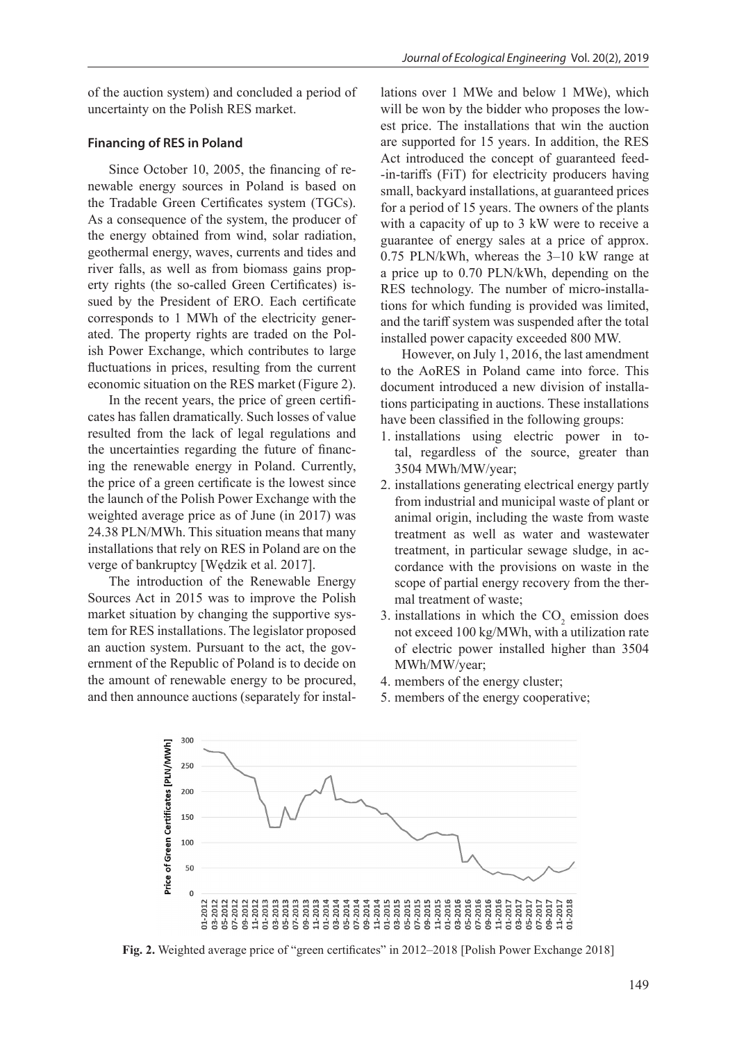of the auction system) and concluded a period of uncertainty on the Polish RES market.

### Financing of RES in Poland

Since October 10, 2005, the financing of renewable energy sources in Poland is based on the Tradable Green Certificates system (TGCs). As a consequence of the system, the producer of the energy obtained from wind, solar radiation, geothermal energy, waves, currents and tides and river falls, as well as from biomass gains property rights (the so-called Green Certificates) issued by the President of ERO. Each certificate corresponds to 1 MWh of the electricity generated. The property rights are traded on the Polish Power Exchange, which contributes to large fluctuations in prices, resulting from the current economic situation on the RES market (Figure 2).

In the recent years, the price of green certificates has fallen dramatically. Such losses of value resulted from the lack of legal regulations and the uncertainties regarding the future of financing the renewable energy in Poland. Currently, the price of a green certificate is the lowest since the launch of the Polish Power Exchange with the weighted average price as of June (in 2017) was 24.38 PLN/MWh. This situation means that many installations that rely on RES in Poland are on the verge of bankruptcy [Wędzik et al. 2017].

The introduction of the Renewable Energy Sources Act in 2015 was to improve the Polish market situation by changing the supportive system for RES installations. The legislator proposed an auction system. Pursuant to the act, the government of the Republic of Poland is to decide on the amount of renewable energy to be procured, and then announce auctions (separately for installations over 1 MWe and below 1 MWe), which will be won by the bidder who proposes the lowest price. The installations that win the auction are supported for 15 years. In addition, the RES Act introduced the concept of guaranteed feed-in-tariffs (FiT) for electricity producers having small, backyard installations, at guaranteed prices for a period of 15 years. The owners of the plants with a capacity of up to 3 kW were to receive a guarantee of energy sales at a price of approx. 0.75 PLN/kWh, whereas the 3–10 kW range at a price up to 0.70 PLN/kWh, depending on the RES technology. The number of micro-installations for which funding is provided was limited, and the tariff system was suspended after the total installed power capacity exceeded 800 MW.

However, on July 1, 2016, the last amendment to the AoRES in Poland came into force. This document introduced a new division of installations participating in auctions. These installations have been classified in the following groups:

1. installations using electric power in total, regardless of the source, greater than 3504 MWh/MW/year;
2. installations generating electrical energy partly from industrial and municipal waste of plant or animal origin, including the waste from waste treatment as well as water and wastewater treatment, in particular sewage sludge, in accordance with the provisions on waste in the scope of partial energy recovery from the thermal treatment of waste;
3. installations in which the $CO_2$ emission does not exceed 100 kg/MWh, with a utilization rate of electric power installed higher than 3504 MWh/MW/year;
4. members of the energy cluster;
5. members of the energy cooperative;

**Fig. 2.** Weighted average price of "green certificates" in 2012–2018 [Polish Power Exchange 2018]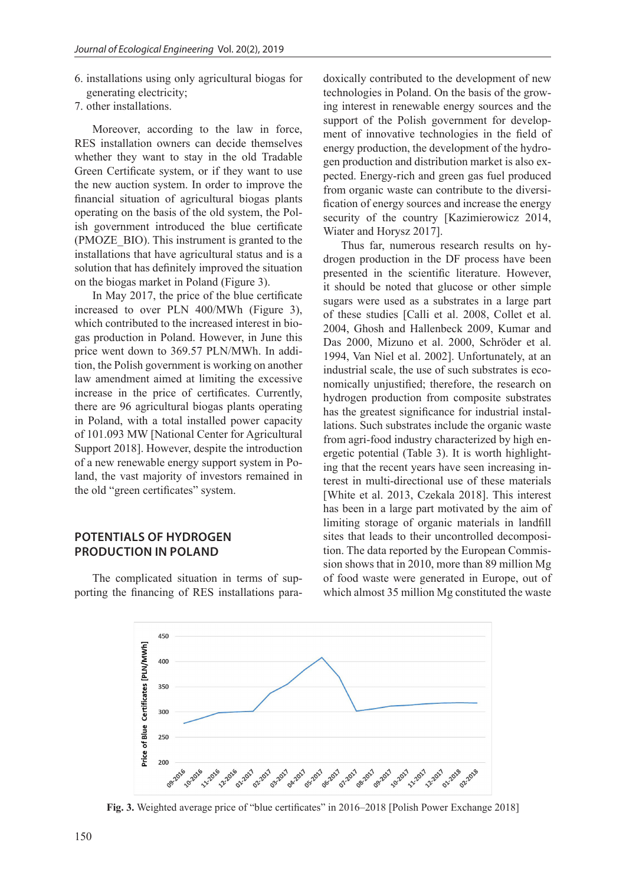6. installations using only agricultural biogas for generating electricity;
7. other installations.

Moreover, according to the law in force, RES installation owners can decide themselves whether they want to stay in the old Tradable Green Certificate system, or if they want to use the new auction system. In order to improve the financial situation of agricultural biogas plants operating on the basis of the old system, the Polish government introduced the blue certificate (PMOZE_BIO). This instrument is granted to the installations that have agricultural status and is a solution that has definitely improved the situation on the biogas market in Poland (Figure 3).

In May 2017, the price of the blue certificate increased to over PLN 400/MWh (Figure 3), which contributed to the increased interest in biogas production in Poland. However, in June this price went down to 369.57 PLN/MWh. In addition, the Polish government is working on another law amendment aimed at limiting the excessive increase in the price of certificates. Currently, there are 96 agricultural biogas plants operating in Poland, with a total installed power capacity of 101.093 MW [National Center for Agricultural Support 2018]. However, despite the introduction of a new renewable energy support system in Poland, the vast majority of investors remained in the old "green certificates" system.

## POTENTIALS OF HYDROGEN PRODUCTION IN POLAND

The complicated situation in terms of supporting the financing of RES installations paradoxically contributed to the development of new technologies in Poland. On the basis of the growing interest in renewable energy sources and the support of the Polish government for development of innovative technologies in the field of energy production, the development of the hydrogen production and distribution market is also expected. Energy-rich and green gas fuel produced from organic waste can contribute to the diversification of energy sources and increase the energy security of the country [Kazimierowicz 2014, Wiater and Horysz 2017].

Thus far, numerous research results on hydrogen production in the DF process have been presented in the scientific literature. However, it should be noted that glucose or other simple sugars were used as a substrates in a large part of these studies [Calli et al. 2008, Collet et al. 2004, Ghosh and Hallenbeck 2009, Kumar and Das 2000, Mizuno et al. 2000, Schröder et al. 1994, Van Niel et al. 2002]. Unfortunately, at an industrial scale, the use of such substrates is economically unjustified; therefore, the research on hydrogen production from composite substrates has the greatest significance for industrial installations. Such substrates include the organic waste from agri-food industry characterized by high energetic potential (Table 3). It is worth highlighting that the recent years have seen increasing interest in multi-directional use of these materials [White et al. 2013, Czekala 2018]. This interest has been in a large part motivated by the aim of limiting storage of organic materials in landfill sites that leads to their uncontrolled decomposition. The data reported by the European Commission shows that in 2010, more than 89 million Mg of food waste were generated in Europe, out of which almost 35 million Mg constituted the waste

**Fig. 3.** Weighted average price of "blue certificates" in 2016–2018 [Polish Power Exchange 2018]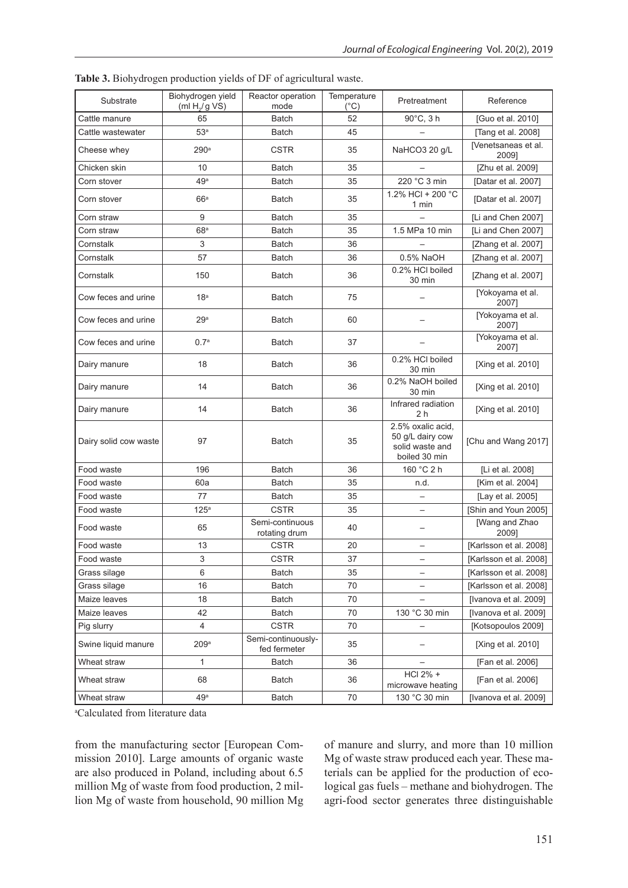**Table 3.** Biohydrogen production yields of DF of agricultural waste.

| Substrate | Biohydrogen yield (ml $H_2$/g VS) | Reactor operation mode | Temperature (°C) | Pretreatment | Reference |
|---|---|---|---|---|---|
| Cattle manure | 65 | Batch | 52 | 90°C, 3 h | [Guo et al. 2010] |
| Cattle wastewater | 53[a] | Batch | 45 | – | [Tang et al. 2008] |
| Cheese whey | 290[a] | CSTR | 35 | NaHCO3 20 g/L | [Venetsaneas et al. 2009] |
| Chicken skin | 10 | Batch | 35 | – | [Zhu et al. 2009] |
| Corn stover | 49[a] | Batch | 35 | 220 °C 3 min | [Datar et al. 2007] |
| Corn stover | 66[a] | Batch | 35 | 1.2% HCl + 200 °C 1 min | [Datar et al. 2007] |
| Corn straw | 9 | Batch | 35 | – | [Li and Chen 2007] |
| Corn straw | 68[a] | Batch | 35 | 1.5 MPa 10 min | [Li and Chen 2007] |
| Cornstalk | 3 | Batch | 36 | – | [Zhang et al. 2007] |
| Cornstalk | 57 | Batch | 36 | 0.5% NaOH | [Zhang et al. 2007] |
| Cornstalk | 150 | Batch | 36 | 0.2% HCl boiled 30 min | [Zhang et al. 2007] |
| Cow feces and urine | 18[a] | Batch | 75 | – | [Yokoyama et al. 2007] |
| Cow feces and urine | 29[a] | Batch | 60 | – | [Yokoyama et al. 2007] |
| Cow feces and urine | 0.7[a] | Batch | 37 | – | [Yokoyama et al. 2007] |
| Dairy manure | 18 | Batch | 36 | 0.2% HCl boiled 30 min | [Xing et al. 2010] |
| Dairy manure | 14 | Batch | 36 | 0.2% NaOH boiled 30 min | [Xing et al. 2010] |
| Dairy manure | 14 | Batch | 36 | Infrared radiation 2 h | [Xing et al. 2010] |
| Dairy solid cow waste | 97 | Batch | 35 | 2.5% oxalic acid, 50 g/L dairy cow solid waste and boiled 30 min | [Chu and Wang 2017] |
| Food waste | 196 | Batch | 36 | 160 °C 2 h | [Li et al. 2008] |
| Food waste | 60a | Batch | 35 | n.d. | [Kim et al. 2004] |
| Food waste | 77 | Batch | 35 | – | [Lay et al. 2005] |
| Food waste | 125[a] | CSTR | 35 | – | [Shin and Youn 2005] |
| Food waste | 65 | Semi-continuous rotating drum | 40 | – | [Wang and Zhao 2009] |
| Food waste | 13 | CSTR | 20 | – | [Karlsson et al. 2008] |
| Food waste | 3 | CSTR | 37 | – | [Karlsson et al. 2008] |
| Grass silage | 6 | Batch | 35 | – | [Karlsson et al. 2008] |
| Grass silage | 16 | Batch | 70 | – | [Karlsson et al. 2008] |
| Maize leaves | 18 | Batch | 70 | – | [Ivanova et al. 2009] |
| Maize leaves | 42 | Batch | 70 | 130 °C 30 min | [Ivanova et al. 2009] |
| Pig slurry | 4 | CSTR | 70 | – | [Kotsopoulos 2009] |
| Swine liquid manure | 209[a] | Semi-continuously-fed fermeter | 35 | – | [Xing et al. 2010] |
| Wheat straw | 1 | Batch | 36 | – | [Fan et al. 2006] |
| Wheat straw | 68 | Batch | 36 | HCl 2% + microwave heating | [Fan et al. 2006] |
| Wheat straw | 49[a] | Batch | 70 | 130 °C 30 min | [Ivanova et al. 2009] |

[a]Calculated from literature data

from the manufacturing sector [European Commission 2010]. Large amounts of organic waste are also produced in Poland, including about 6.5 million Mg of waste from food production, 2 million Mg of waste from household, 90 million Mg of manure and slurry, and more than 10 million Mg of waste straw produced each year. These materials can be applied for the production of ecological gas fuels – methane and biohydrogen. The agri-food sector generates three distinguishable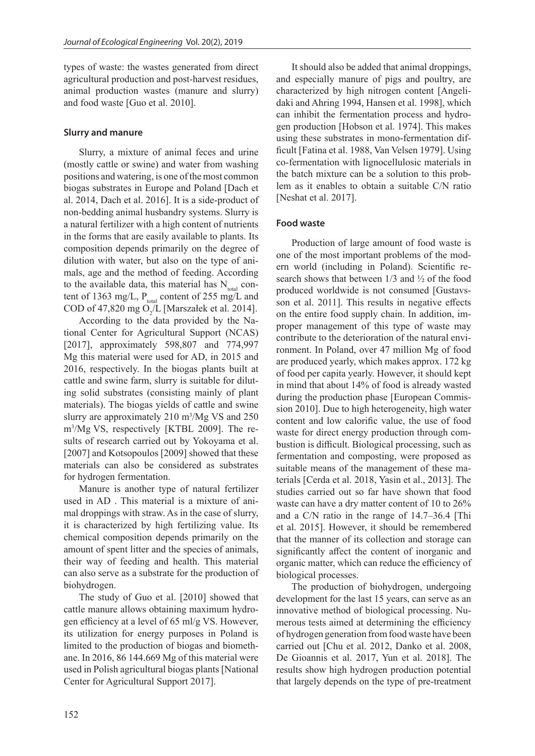types of waste: the wastes generated from direct agricultural production and post-harvest residues, animal production wastes (manure and slurry) and food waste [Guo et al. 2010].

### Slurry and manure

Slurry, a mixture of animal feces and urine (mostly cattle or swine) and water from washing positions and watering, is one of the most common biogas substrates in Europe and Poland [Dach et al. 2014, Dach et al. 2016]. It is a side-product of non-bedding animal husbandry systems. Slurry is a natural fertilizer with a high content of nutrients in the forms that are easily available to plants. Its composition depends primarily on the degree of dilution with water, but also on the type of animals, age and the method of feeding. According to the available data, this material has $N_{total}$ content of 1363 mg/L, $P_{total}$ content of 255 mg/L and COD of 47,820 mg $O_2$/L [Marszałek et al. 2014].

According to the data provided by the National Center for Agricultural Support (NCAS) [2017], approximately 598,807 and 774,997 Mg this material were used for AD, in 2015 and 2016, respectively. In the biogas plants built at cattle and swine farm, slurry is suitable for diluting solid substrates (consisting mainly of plant materials). The biogas yields of cattle and swine slurry are approximately 210 $m^3$/Mg VS and 250 $m^3$/Mg VS, respectively [KTBL 2009]. The results of research carried out by Yokoyama et al. [2007] and Kotsopoulos [2009] showed that these materials can also be considered as substrates for hydrogen fermentation.

Manure is another type of natural fertilizer used in AD . This material is a mixture of animal droppings with straw. As in the case of slurry, it is characterized by high fertilizing value. Its chemical composition depends primarily on the amount of spent litter and the species of animals, their way of feeding and health. This material can also serve as a substrate for the production of biohydrogen.

The study of Guo et al. [2010] showed that cattle manure allows obtaining maximum hydrogen efficiency at a level of 65 ml/g VS. However, its utilization for energy purposes in Poland is limited to the production of biogas and biomethane. In 2016, 86 144.669 Mg of this material were used in Polish agricultural biogas plants [National Center for Agricultural Support 2017].

It should also be added that animal droppings, and especially manure of pigs and poultry, are characterized by high nitrogen content [Angelidaki and Ahring 1994, Hansen et al. 1998], which can inhibit the fermentation process and hydrogen production [Hobson et al. 1974]. This makes using these substrates in mono-fermentation difficult [Fatina et al. 1988, Van Velsen 1979]. Using co-fermentation with lignocellulosic materials in the batch mixture can be a solution to this problem as it enables to obtain a suitable C/N ratio [Neshat et al. 2017].

### Food waste

Production of large amount of food waste is one of the most important problems of the modern world (including in Poland). Scientific research shows that between 1/3 and ½ of the food produced worldwide is not consumed [Gustavsson et al. 2011]. This results in negative effects on the entire food supply chain. In addition, improper management of this type of waste may contribute to the deterioration of the natural environment. In Poland, over 47 million Mg of food are produced yearly, which makes approx. 172 kg of food per capita yearly. However, it should kept in mind that about 14% of food is already wasted during the production phase [European Commission 2010]. Due to high heterogeneity, high water content and low calorific value, the use of food waste for direct energy production through combustion is difficult. Biological processing, such as fermentation and composting, were proposed as suitable means of the management of these materials [Cerda et al. 2018, Yasin et al., 2013]. The studies carried out so far have shown that food waste can have a dry matter content of 10 to 26% and a C/N ratio in the range of 14.7–36.4 [Thi et al. 2015]. However, it should be remembered that the manner of its collection and storage can significantly affect the content of inorganic and organic matter, which can reduce the efficiency of biological processes.

The production of biohydrogen, undergoing development for the last 15 years, can serve as an innovative method of biological processing. Numerous tests aimed at determining the efficiency of hydrogen generation from food waste have been carried out [Chu et al. 2012, Danko et al. 2008, De Gioannis et al. 2017, Yun et al. 2018]. The results show high hydrogen production potential that largely depends on the type of pre-treatment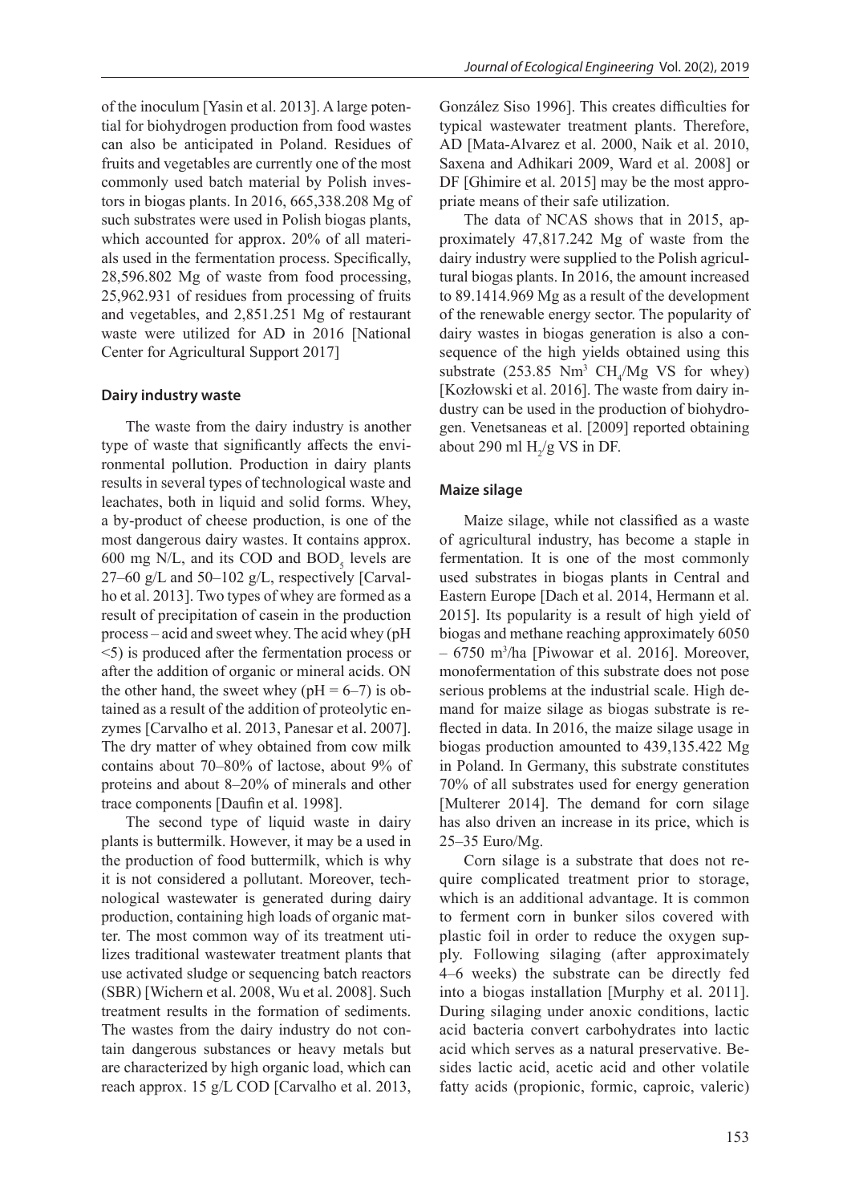of the inoculum [Yasin et al. 2013]. A large potential for biohydrogen production from food wastes can also be anticipated in Poland. Residues of fruits and vegetables are currently one of the most commonly used batch material by Polish investors in biogas plants. In 2016, 665,338.208 Mg of such substrates were used in Polish biogas plants, which accounted for approx. 20% of all materials used in the fermentation process. Specifically, 28,596.802 Mg of waste from food processing, 25,962.931 of residues from processing of fruits and vegetables, and 2,851.251 Mg of restaurant waste were utilized for AD in 2016 [National Center for Agricultural Support 2017]

### Dairy industry waste

The waste from the dairy industry is another type of waste that significantly affects the environmental pollution. Production in dairy plants results in several types of technological waste and leachates, both in liquid and solid forms. Whey, a by-product of cheese production, is one of the most dangerous dairy wastes. It contains approx. 600 mg N/L, and its COD and $BOD_5$ levels are 27–60 g/L and 50–102 g/L, respectively [Carvalho et al. 2013]. Two types of whey are formed as a result of precipitation of casein in the production process – acid and sweet whey. The acid whey (pH <5) is produced after the fermentation process or after the addition of organic or mineral acids. ON the other hand, the sweet whey (pH = 6–7) is obtained as a result of the addition of proteolytic enzymes [Carvalho et al. 2013, Panesar et al. 2007]. The dry matter of whey obtained from cow milk contains about 70–80% of lactose, about 9% of proteins and about 8–20% of minerals and other trace components [Daufin et al. 1998].

The second type of liquid waste in dairy plants is buttermilk. However, it may be a used in the production of food buttermilk, which is why it is not considered a pollutant. Moreover, technological wastewater is generated during dairy production, containing high loads of organic matter. The most common way of its treatment utilizes traditional wastewater treatment plants that use activated sludge or sequencing batch reactors (SBR) [Wichern et al. 2008, Wu et al. 2008]. Such treatment results in the formation of sediments. The wastes from the dairy industry do not contain dangerous substances or heavy metals but are characterized by high organic load, which can reach approx. 15 g/L COD [Carvalho et al. 2013, González Siso 1996]. This creates difficulties for typical wastewater treatment plants. Therefore, AD [Mata-Alvarez et al. 2000, Naik et al. 2010, Saxena and Adhikari 2009, Ward et al. 2008] or DF [Ghimire et al. 2015] may be the most appropriate means of their safe utilization.

The data of NCAS shows that in 2015, approximately 47,817.242 Mg of waste from the dairy industry were supplied to the Polish agricultural biogas plants. In 2016, the amount increased to 89.1414.969 Mg as a result of the development of the renewable energy sector. The popularity of dairy wastes in biogas generation is also a consequence of the high yields obtained using this substrate (253.85 $Nm^3$ $CH_4$/Mg VS for whey) [Kozłowski et al. 2016]. The waste from dairy industry can be used in the production of biohydrogen. Venetsaneas et al. [2009] reported obtaining about 290 ml $H_2$/g VS in DF.

### Maize silage

Maize silage, while not classified as a waste of agricultural industry, has become a staple in fermentation. It is one of the most commonly used substrates in biogas plants in Central and Eastern Europe [Dach et al. 2014, Hermann et al. 2015]. Its popularity is a result of high yield of biogas and methane reaching approximately 6050 – 6750 $m^3$/ha [Piwowar et al. 2016]. Moreover, monofermentation of this substrate does not pose serious problems at the industrial scale. High demand for maize silage as biogas substrate is reflected in data. In 2016, the maize silage usage in biogas production amounted to 439,135.422 Mg in Poland. In Germany, this substrate constitutes 70% of all substrates used for energy generation [Multerer 2014]. The demand for corn silage has also driven an increase in its price, which is 25–35 Euro/Mg.

Corn silage is a substrate that does not require complicated treatment prior to storage, which is an additional advantage. It is common to ferment corn in bunker silos covered with plastic foil in order to reduce the oxygen supply. Following silaging (after approximately 4–6 weeks) the substrate can be directly fed into a biogas installation [Murphy et al. 2011]. During silaging under anoxic conditions, lactic acid bacteria convert carbohydrates into lactic acid which serves as a natural preservative. Besides lactic acid, acetic acid and other volatile fatty acids (propionic, formic, caproic, valeric)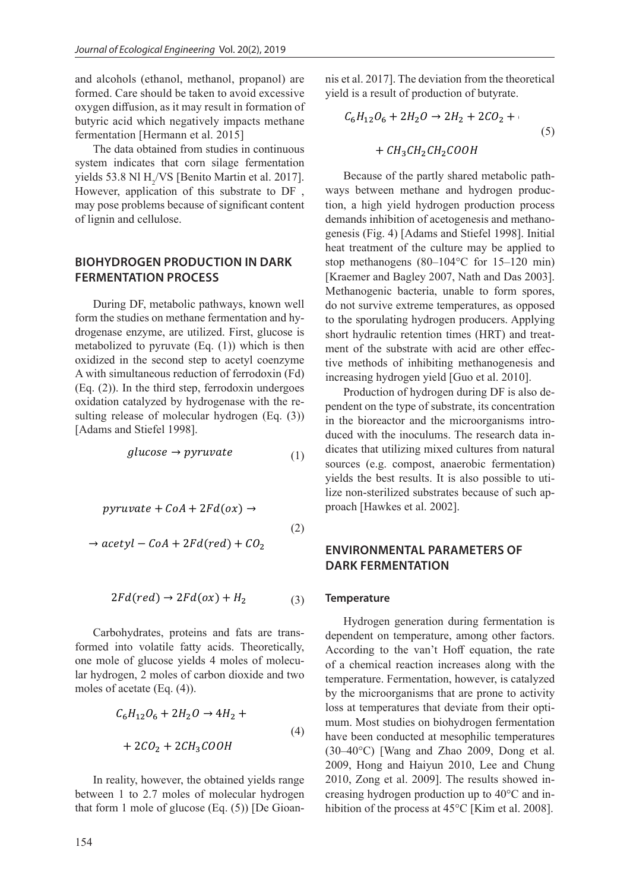and alcohols (ethanol, methanol, propanol) are formed. Care should be taken to avoid excessive oxygen diffusion, as it may result in formation of butyric acid which negatively impacts methane fermentation [Hermann et al. 2015]

The data obtained from studies in continuous system indicates that corn silage fermentation yields 53.8 Nl $H_2$/VS [Benito Martin et al. 2017]. However, application of this substrate to DF , may pose problems because of significant content of lignin and cellulose.

## BIOHYDROGEN PRODUCTION IN DARK FERMENTATION PROCESS

During DF, metabolic pathways, known well form the studies on methane fermentation and hydrogenase enzyme, are utilized. First, glucose is metabolized to pyruvate (Eq. (1)) which is then oxidized in the second step to acetyl coenzyme A with simultaneous reduction of ferrodoxin (Fd) (Eq. (2)). In the third step, ferrodoxin undergoes oxidation catalyzed by hydrogenase with the resulting release of molecular hydrogen (Eq. (3)) [Adams and Stiefel 1998].

$$glucose \rightarrow pyruvate \tag{1}$$

$$pyruvate + CoA + 2Fd(ox) \rightarrow \rightarrow acetyl - CoA + 2Fd(red) + CO_2 \tag{2}$$

$$2Fd(red) \rightarrow 2Fd(ox) + H_2 \tag{3}$$

Carbohydrates, proteins and fats are transformed into volatile fatty acids. Theoretically, one mole of glucose yields 4 moles of molecular hydrogen, 2 moles of carbon dioxide and two moles of acetate (Eq. (4)).

$$C_6H_{12}O_6 + 2H_2O \rightarrow 4H_2 + + 2CO_2 + 2CH_3COOH \tag{4}$$

In reality, however, the obtained yields range between 1 to 2.7 moles of molecular hydrogen that form 1 mole of glucose (Eq. (5)) [De Gioannis et al. 2017]. The deviation from the theoretical yield is a result of production of butyrate.

$$C_6H_{12}O_6 + 2H_2O \rightarrow 2H_2 + 2CO_2 + + CH_3CH_2CH_2COOH \tag{5}$$

Because of the partly shared metabolic pathways between methane and hydrogen production, a high yield hydrogen production process demands inhibition of acetogenesis and methanogenesis (Fig. 4) [Adams and Stiefel 1998]. Initial heat treatment of the culture may be applied to stop methanogens (80–104°C for 15–120 min) [Kraemer and Bagley 2007, Nath and Das 2003]. Methanogenic bacteria, unable to form spores, do not survive extreme temperatures, as opposed to the sporulating hydrogen producers. Applying short hydraulic retention times (HRT) and treatment of the substrate with acid are other effective methods of inhibiting methanogenesis and increasing hydrogen yield [Guo et al. 2010].

Production of hydrogen during DF is also dependent on the type of substrate, its concentration in the bioreactor and the microorganisms introduced with the inoculums. The research data indicates that utilizing mixed cultures from natural sources (e.g. compost, anaerobic fermentation) yields the best results. It is also possible to utilize non-sterilized substrates because of such approach [Hawkes et al. 2002].

## ENVIRONMENTAL PARAMETERS OF DARK FERMENTATION

### Temperature

Hydrogen generation during fermentation is dependent on temperature, among other factors. According to the van't Hoff equation, the rate of a chemical reaction increases along with the temperature. Fermentation, however, is catalyzed by the microorganisms that are prone to activity loss at temperatures that deviate from their optimum. Most studies on biohydrogen fermentation have been conducted at mesophilic temperatures (30–40°C) [Wang and Zhao 2009, Dong et al. 2009, Hong and Haiyun 2010, Lee and Chung 2010, Zong et al. 2009]. The results showed increasing hydrogen production up to 40°C and inhibition of the process at 45°C [Kim et al. 2008].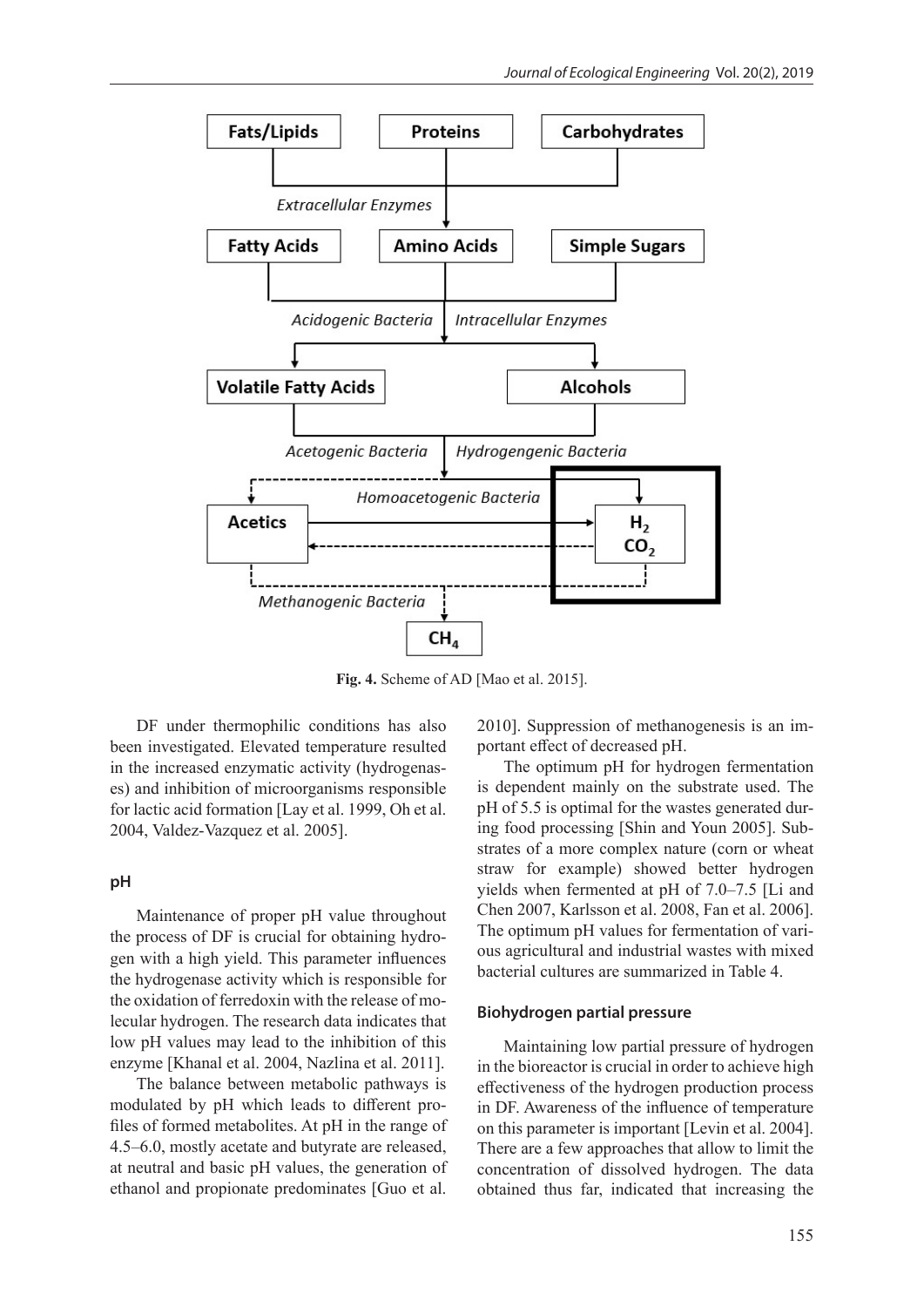Fig. 4. Scheme of AD [Mao et al. 2015].

DF under thermophilic conditions has also been investigated. Elevated temperature resulted in the increased enzymatic activity (hydrogenases) and inhibition of microorganisms responsible for lactic acid formation [Lay et al. 1999, Oh et al. 2004, Valdez-Vazquez et al. 2005].

### pH

Maintenance of proper pH value throughout the process of DF is crucial for obtaining hydrogen with a high yield. This parameter influences the hydrogenase activity which is responsible for the oxidation of ferredoxin with the release of molecular hydrogen. The research data indicates that low pH values may lead to the inhibition of this enzyme [Khanal et al. 2004, Nazlina et al. 2011].

The balance between metabolic pathways is modulated by pH which leads to different profiles of formed metabolites. At pH in the range of 4.5–6.0, mostly acetate and butyrate are released, at neutral and basic pH values, the generation of ethanol and propionate predominates [Guo et al. 2010]. Suppression of methanogenesis is an important effect of decreased pH.

The optimum pH for hydrogen fermentation is dependent mainly on the substrate used. The pH of 5.5 is optimal for the wastes generated during food processing [Shin and Youn 2005]. Substrates of a more complex nature (corn or wheat straw for example) showed better hydrogen yields when fermented at pH of 7.0–7.5 [Li and Chen 2007, Karlsson et al. 2008, Fan et al. 2006]. The optimum pH values for fermentation of various agricultural and industrial wastes with mixed bacterial cultures are summarized in Table 4.

### Biohydrogen partial pressure

Maintaining low partial pressure of hydrogen in the bioreactor is crucial in order to achieve high effectiveness of the hydrogen production process in DF. Awareness of the influence of temperature on this parameter is important [Levin et al. 2004]. There are a few approaches that allow to limit the concentration of dissolved hydrogen. The data obtained thus far, indicated that increasing the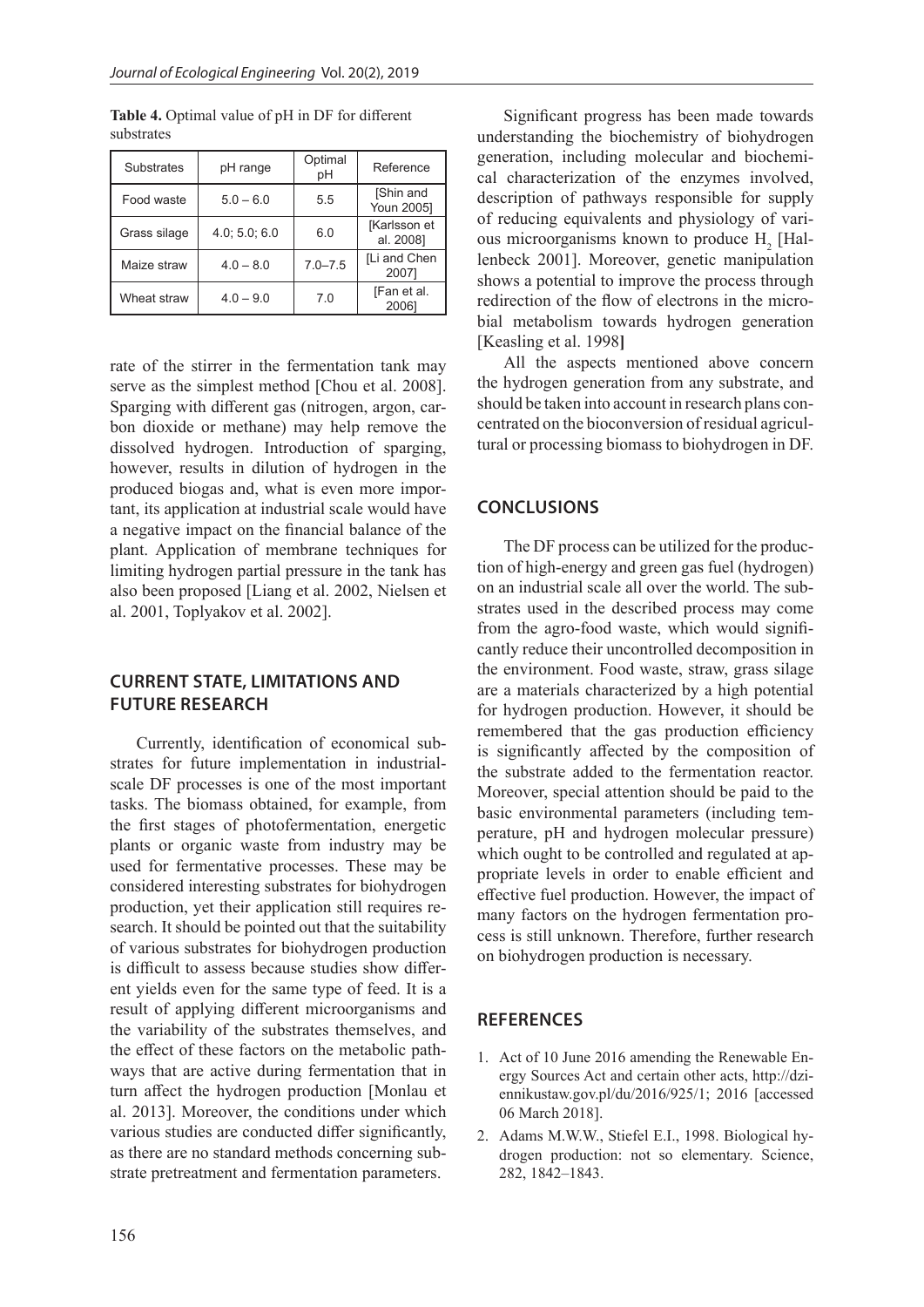**Table 4.** Optimal value of pH in DF for different substrates

| Substrates | pH range | Optimal pH | Reference |
| --- | --- | --- | --- |
| Food waste | 5.0 – 6.0 | 5.5 | [Shin and Youn 2005] |
| Grass silage | 4.0; 5.0; 6.0 | 6.0 | [Karlsson et al. 2008] |
| Maize straw | 4.0 – 8.0 | 7.0–7.5 | [Li and Chen 2007] |
| Wheat straw | 4.0 – 9.0 | 7.0 | [Fan et al. 2006] |

rate of the stirrer in the fermentation tank may serve as the simplest method [Chou et al. 2008]. Sparging with different gas (nitrogen, argon, carbon dioxide or methane) may help remove the dissolved hydrogen. Introduction of sparging, however, results in dilution of hydrogen in the produced biogas and, what is even more important, its application at industrial scale would have a negative impact on the financial balance of the plant. Application of membrane techniques for limiting hydrogen partial pressure in the tank has also been proposed [Liang et al. 2002, Nielsen et al. 2001, Toplyakov et al. 2002].

## CURRENT STATE, LIMITATIONS AND FUTURE RESEARCH

Currently, identification of economical substrates for future implementation in industrial-scale DF processes is one of the most important tasks. The biomass obtained, for example, from the first stages of photofermentation, energetic plants or organic waste from industry may be used for fermentative processes. These may be considered interesting substrates for biohydrogen production, yet their application still requires research. It should be pointed out that the suitability of various substrates for biohydrogen production is difficult to assess because studies show different yields even for the same type of feed. It is a result of applying different microorganisms and the variability of the substrates themselves, and the effect of these factors on the metabolic pathways that are active during fermentation that in turn affect the hydrogen production [Monlau et al. 2013]. Moreover, the conditions under which various studies are conducted differ significantly, as there are no standard methods concerning substrate pretreatment and fermentation parameters.

Significant progress has been made towards understanding the biochemistry of biohydrogen generation, including molecular and biochemical characterization of the enzymes involved, description of pathways responsible for supply of reducing equivalents and physiology of various microorganisms known to produce $H_2$ [Hallenbeck 2001]. Moreover, genetic manipulation shows a potential to improve the process through redirection of the flow of electrons in the microbial metabolism towards hydrogen generation [Keasling et al. 1998]

All the aspects mentioned above concern the hydrogen generation from any substrate, and should be taken into account in research plans concentrated on the bioconversion of residual agricultural or processing biomass to biohydrogen in DF.

## CONCLUSIONS

The DF process can be utilized for the production of high-energy and green gas fuel (hydrogen) on an industrial scale all over the world. The substrates used in the described process may come from the agro-food waste, which would significantly reduce their uncontrolled decomposition in the environment. Food waste, straw, grass silage are a materials characterized by a high potential for hydrogen production. However, it should be remembered that the gas production efficiency is significantly affected by the composition of the substrate added to the fermentation reactor. Moreover, special attention should be paid to the basic environmental parameters (including temperature, pH and hydrogen molecular pressure) which ought to be controlled and regulated at appropriate levels in order to enable efficient and effective fuel production. However, the impact of many factors on the hydrogen fermentation process is still unknown. Therefore, further research on biohydrogen production is necessary.

## REFERENCES

1. Act of 10 June 2016 amending the Renewable Energy Sources Act and certain other acts, http://dziennikustaw.gov.pl/du/2016/925/1; 2016 [accessed 06 March 2018].
2. Adams M.W.W., Stiefel E.I., 1998. Biological hydrogen production: not so elementary. Science, 282, 1842–1843.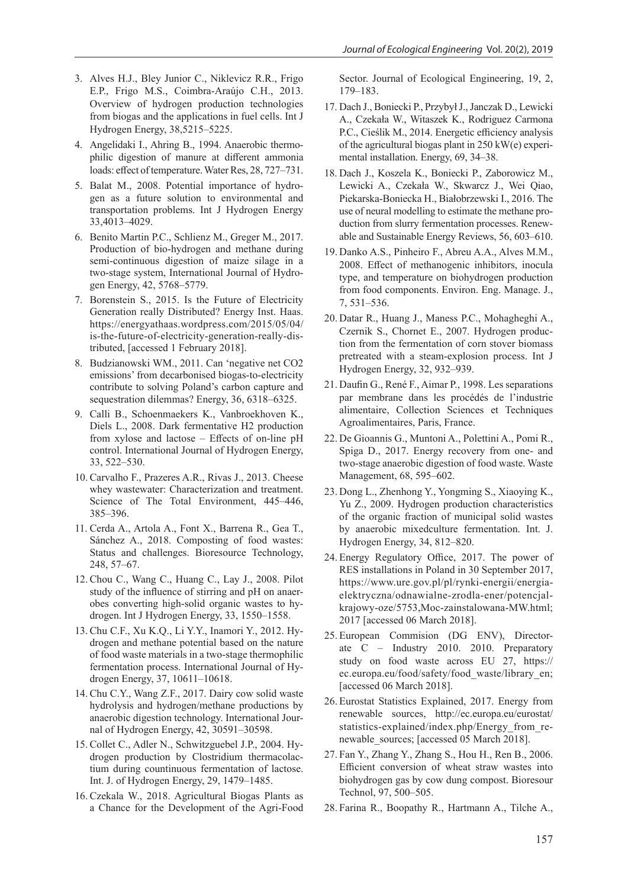3. Alves H.J., Bley Junior C., Niklevicz R.R., Frigo E.P., Frigo M.S., Coimbra-Araújo C.H., 2013. Overview of hydrogen production technologies from biogas and the applications in fuel cells. Int J Hydrogen Energy, 38,5215–5225.
4. Angelidaki I., Ahring B., 1994. Anaerobic thermophilic digestion of manure at different ammonia loads: effect of temperature. Water Res, 28, 727–731.
5. Balat M., 2008. Potential importance of hydrogen as a future solution to environmental and transportation problems. Int J Hydrogen Energy 33,4013–4029.
6. Benito Martin P.C., Schlienz M., Greger M., 2017. Production of bio-hydrogen and methane during semi-continuous digestion of maize silage in a two-stage system, International Journal of Hydrogen Energy, 42, 5768–5779.
7. Borenstein S., 2015. Is the Future of Electricity Generation really Distributed? Energy Inst. Haas. https://energyathaas.wordpress.com/2015/05/04/is-the-future-of-electricity-generation-really-distributed, [accessed 1 February 2018].
8. Budzianowski WM., 2011. Can 'negative net CO2 emissions' from decarbonised biogas-to-electricity contribute to solving Poland's carbon capture and sequestration dilemmas? Energy, 36, 6318–6325.
9. Calli B., Schoenmaekers K., Vanbroekhoven K., Diels L., 2008. Dark fermentative H2 production from xylose and lactose – Effects of on-line pH control. International Journal of Hydrogen Energy, 33, 522–530.
10. Carvalho F., Prazeres A.R., Rivas J., 2013. Cheese whey wastewater: Characterization and treatment. Science of The Total Environment, 445–446, 385–396.
11. Cerda A., Artola A., Font X., Barrena R., Gea T., Sánchez A., 2018. Composting of food wastes: Status and challenges. Bioresource Technology, 248, 57–67.
12. Chou C., Wang C., Huang C., Lay J., 2008. Pilot study of the influence of stirring and pH on anaerobes converting high-solid organic wastes to hydrogen. Int J Hydrogen Energy, 33, 1550–1558.
13. Chu C.F., Xu K.Q., Li Y.Y., Inamori Y., 2012. Hydrogen and methane potential based on the nature of food waste materials in a two-stage thermophilic fermentation process. International Journal of Hydrogen Energy, 37, 10611–10618.
14. Chu C.Y., Wang Z.F., 2017. Dairy cow solid waste hydrolysis and hydrogen/methane productions by anaerobic digestion technology. International Journal of Hydrogen Energy, 42, 30591–30598.
15. Collet C., Adler N., Schwitzguebel J.P., 2004. Hydrogen production by Clostridium thermacolactium during countinuous fermentation of lactose. Int. J. of Hydrogen Energy, 29, 1479–1485.
16. Czekala W., 2018. Agricultural Biogas Plants as a Chance for the Development of the Agri-Food Sector. Journal of Ecological Engineering, 19, 2, 179–183.
17. Dach J., Boniecki P., Przybył J., Janczak D., Lewicki A., Czekała W., Witaszek K., Rodriguez Carmona P.C., Cieślik M., 2014. Energetic efficiency analysis of the agricultural biogas plant in 250 kW(e) experimental installation. Energy, 69, 34–38.
18. Dach J., Koszela K., Boniecki P., Zaborowicz M., Lewicki A., Czekała W., Skwarcz J., Wei Qiao, Piekarska-Boniecka H., Białobrzewski I., 2016. The use of neural modelling to estimate the methane production from slurry fermentation processes. Renewable and Sustainable Energy Reviews, 56, 603–610.
19. Danko A.S., Pinheiro F., Abreu A.A., Alves M.M., 2008. Effect of methanogenic inhibitors, inocula type, and temperature on biohydrogen production from food components. Environ. Eng. Manage. J., 7, 531–536.
20. Datar R., Huang J., Maness P.C., Mohagheghi A., Czernik S., Chornet E., 2007. Hydrogen production from the fermentation of corn stover biomass pretreated with a steam-explosion process. Int J Hydrogen Energy, 32, 932–939.
21. Daufin G., René F., Aimar P., 1998. Les separations par membrane dans les procédés de l'industrie alimentaire, Collection Sciences et Techniques Agroalimentaires, Paris, France.
22. De Gioannis G., Muntoni A., Polettini A., Pomi R., Spiga D., 2017. Energy recovery from one- and two-stage anaerobic digestion of food waste. Waste Management, 68, 595–602.
23. Dong L., Zhenhong Y., Yongming S., Xiaoying K., Yu Z., 2009. Hydrogen production characteristics of the organic fraction of municipal solid wastes by anaerobic mixedculture fermentation. Int. J. Hydrogen Energy, 34, 812–820.
24. Energy Regulatory Office, 2017. The power of RES installations in Poland in 30 September 2017, https://www.ure.gov.pl/pl/rynki-energii/energia-elektryczna/odnawialne-zrodla-ener/potencjal-krajowy-oze/5753,Moc-zainstalowana-MW.html; 2017 [accessed 06 March 2018].
25. European Commision (DG ENV), Directorate C – Industry 2010. 2010. Preparatory study on food waste across EU 27, https://ec.europa.eu/food/safety/food_waste/library_en; [accessed 06 March 2018].
26. Eurostat Statistics Explained, 2017. Energy from renewable sources, http://ec.europa.eu/eurostat/statistics-explained/index.php/Energy_from_renewable_sources; [accessed 05 March 2018].
27. Fan Y., Zhang Y., Zhang S., Hou H., Ren B., 2006. Efficient conversion of wheat straw wastes into biohydrogen gas by cow dung compost. Bioresour Technol, 97, 500–505.
28. Farina R., Boopathy R., Hartmann A., Tilche A.,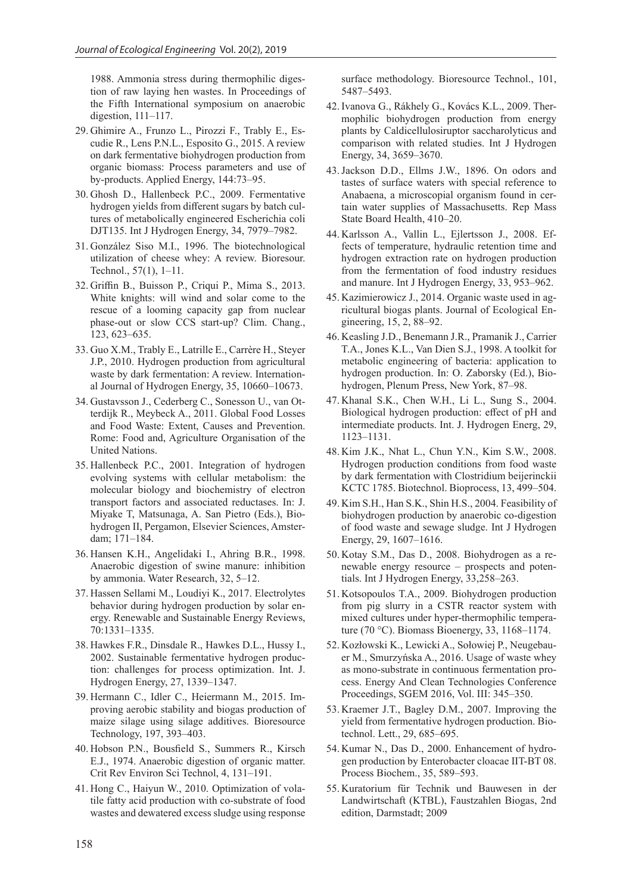1988. Ammonia stress during thermophilic digestion of raw laying hen wastes. In Proceedings of the Fifth International symposium on anaerobic digestion, 111–117.

29. Ghimire A., Frunzo L., Pirozzi F., Trably E., Escudie R., Lens P.N.L., Esposito G., 2015. A review on dark fermentative biohydrogen production from organic biomass: Process parameters and use of by-products. Applied Energy, 144:73–95.
30. Ghosh D., Hallenbeck P.C., 2009. Fermentative hydrogen yields from different sugars by batch cultures of metabolically engineered Escherichia coli DJT135. Int J Hydrogen Energy, 34, 7979–7982.
31. González Siso M.I., 1996. The biotechnological utilization of cheese whey: A review. Bioresour. Technol., 57(1), 1–11.
32. Griffin B., Buisson P., Criqui P., Mima S., 2013. White knights: will wind and solar come to the rescue of a looming capacity gap from nuclear phase-out or slow CCS start-up? Clim. Chang., 123, 623–635.
33. Guo X.M., Trably E., Latrille E., Carrère H., Steyer J.P., 2010. Hydrogen production from agricultural waste by dark fermentation: A review. International Journal of Hydrogen Energy, 35, 10660–10673.
34. Gustavsson J., Cederberg C., Sonesson U., van Otterdijk R., Meybeck A., 2011. Global Food Losses and Food Waste: Extent, Causes and Prevention. Rome: Food and, Agriculture Organisation of the United Nations.
35. Hallenbeck P.C., 2001. Integration of hydrogen evolving systems with cellular metabolism: the molecular biology and biochemistry of electron transport factors and associated reductases. In: J. Miyake T, Matsunaga, A. San Pietro (Eds.), Biohydrogen II, Pergamon, Elsevier Sciences, Amsterdam; 171–184.
36. Hansen K.H., Angelidaki I., Ahring B.R., 1998. Anaerobic digestion of swine manure: inhibition by ammonia. Water Research, 32, 5–12.
37. Hassen Sellami M., Loudiyi K., 2017. Electrolytes behavior during hydrogen production by solar energy. Renewable and Sustainable Energy Reviews, 70:1331–1335.
38. Hawkes F.R., Dinsdale R., Hawkes D.L., Hussy I., 2002. Sustainable fermentative hydrogen production: challenges for process optimization. Int. J. Hydrogen Energy, 27, 1339–1347.
39. Hermann C., Idler C., Heiermann M., 2015. Improving aerobic stability and biogas production of maize silage using silage additives. Bioresource Technology, 197, 393–403.
40. Hobson P.N., Bousfield S., Summers R., Kirsch E.J., 1974. Anaerobic digestion of organic matter. Crit Rev Environ Sci Technol, 4, 131–191.
41. Hong C., Haiyun W., 2010. Optimization of volatile fatty acid production with co-substrate of food wastes and dewatered excess sludge using response surface methodology. Bioresource Technol., 101, 5487–5493.
42. Ivanova G., Rákhely G., Kovács K.L., 2009. Thermophilic biohydrogen production from energy plants by Caldicellulosiruptor saccharolyticus and comparison with related studies. Int J Hydrogen Energy, 34, 3659–3670.
43. Jackson D.D., Ellms J.W., 1896. On odors and tastes of surface waters with special reference to Anabaena, a microscopial organism found in certain water supplies of Massachusetts. Rep Mass State Board Health, 410–20.
44. Karlsson A., Vallin L., Ejlertsson J., 2008. Effects of temperature, hydraulic retention time and hydrogen extraction rate on hydrogen production from the fermentation of food industry residues and manure. Int J Hydrogen Energy, 33, 953–962.
45. Kazimierowicz J., 2014. Organic waste used in agricultural biogas plants. Journal of Ecological Engineering, 15, 2, 88–92.
46. Keasling J.D., Benemann J.R., Pramanik J., Carrier T.A., Jones K.L., Van Dien S.J., 1998. A toolkit for metabolic engineering of bacteria: application to hydrogen production. In: O. Zaborsky (Ed.), Biohydrogen, Plenum Press, New York, 87–98.
47. Khanal S.K., Chen W.H., Li L., Sung S., 2004. Biological hydrogen production: effect of pH and intermediate products. Int. J. Hydrogen Energ, 29, 1123–1131.
48. Kim J.K., Nhat L., Chun Y.N., Kim S.W., 2008. Hydrogen production conditions from food waste by dark fermentation with Clostridium beijerinckii KCTC 1785. Biotechnol. Bioprocess, 13, 499–504.
49. Kim S.H., Han S.K., Shin H.S., 2004. Feasibility of biohydrogen production by anaerobic co-digestion of food waste and sewage sludge. Int J Hydrogen Energy, 29, 1607–1616.
50. Kotay S.M., Das D., 2008. Biohydrogen as a renewable energy resource – prospects and potentials. Int J Hydrogen Energy, 33,258–263.
51. Kotsopoulos T.A., 2009. Biohydrogen production from pig slurry in a CSTR reactor system with mixed cultures under hyper-thermophilic temperature (70 °C). Biomass Bioenergy, 33, 1168–1174.
52. Kozłowski K., Lewicki A., Sołowiej P., Neugebauer M., Smurzyńska A., 2016. Usage of waste whey as mono-substrate in continuous fermentation process. Energy And Clean Technologies Conference Proceedings, SGEM 2016, Vol. III: 345–350.
53. Kraemer J.T., Bagley D.M., 2007. Improving the yield from fermentative hydrogen production. Biotechnol. Lett., 29, 685–695.
54. Kumar N., Das D., 2000. Enhancement of hydrogen production by Enterobacter cloacae IIT-BT 08. Process Biochem., 35, 589–593.
55. Kuratorium für Technik und Bauwesen in der Landwirtschaft (KTBL), Faustzahlen Biogas, 2nd edition, Darmstadt; 2009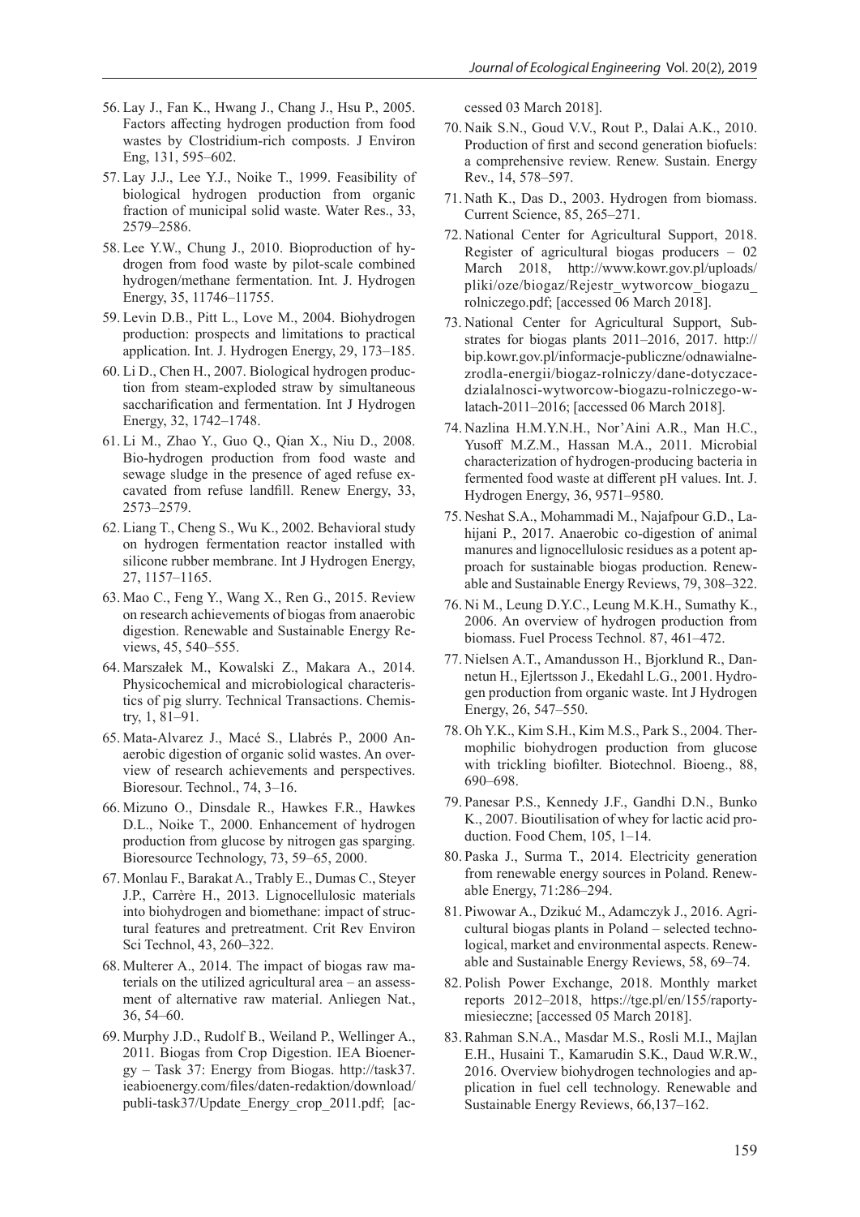56. Lay J., Fan K., Hwang J., Chang J., Hsu P., 2005. Factors affecting hydrogen production from food wastes by Clostridium-rich composts. J Environ Eng, 131, 595–602.

57. Lay J.J., Lee Y.J., Noike T., 1999. Feasibility of biological hydrogen production from organic fraction of municipal solid waste. Water Res., 33, 2579–2586.

58. Lee Y.W., Chung J., 2010. Bioproduction of hydrogen from food waste by pilot-scale combined hydrogen/methane fermentation. Int. J. Hydrogen Energy, 35, 11746–11755.

59. Levin D.B., Pitt L., Love M., 2004. Biohydrogen production: prospects and limitations to practical application. Int. J. Hydrogen Energy, 29, 173–185.

60. Li D., Chen H., 2007. Biological hydrogen production from steam-exploded straw by simultaneous saccharification and fermentation. Int J Hydrogen Energy, 32, 1742–1748.

61. Li M., Zhao Y., Guo Q., Qian X., Niu D., 2008. Bio-hydrogen production from food waste and sewage sludge in the presence of aged refuse excavated from refuse landfill. Renew Energy, 33, 2573–2579.

62. Liang T., Cheng S., Wu K., 2002. Behavioral study on hydrogen fermentation reactor installed with silicone rubber membrane. Int J Hydrogen Energy, 27, 1157–1165.

63. Mao C., Feng Y., Wang X., Ren G., 2015. Review on research achievements of biogas from anaerobic digestion. Renewable and Sustainable Energy Reviews, 45, 540–555.

64. Marszałek M., Kowalski Z., Makara A., 2014. Physicochemical and microbiological characteristics of pig slurry. Technical Transactions. Chemistry, 1, 81–91.

65. Mata-Alvarez J., Macé S., Llabrés P., 2000 Anaerobic digestion of organic solid wastes. An overview of research achievements and perspectives. Bioresour. Technol., 74, 3–16.

66. Mizuno O., Dinsdale R., Hawkes F.R., Hawkes D.L., Noike T., 2000. Enhancement of hydrogen production from glucose by nitrogen gas sparging. Bioresource Technology, 73, 59–65, 2000.

67. Monlau F., Barakat A., Trably E., Dumas C., Steyer J.P., Carrère H., 2013. Lignocellulosic materials into biohydrogen and biomethane: impact of structural features and pretreatment. Crit Rev Environ Sci Technol, 43, 260–322.

68. Multerer A., 2014. The impact of biogas raw materials on the utilized agricultural area – an assessment of alternative raw material. Anliegen Nat., 36, 54–60.

69. Murphy J.D., Rudolf B., Weiland P., Wellinger A., 2011. Biogas from Crop Digestion. IEA Bioenergy – Task 37: Energy from Biogas. http://task37.ieabioenergy.com/files/daten-redaktion/download/publi-task37/Update_Energy_crop_2011.pdf; [accessed 03 March 2018].

70. Naik S.N., Goud V.V., Rout P., Dalai A.K., 2010. Production of first and second generation biofuels: a comprehensive review. Renew. Sustain. Energy Rev., 14, 578–597.

71. Nath K., Das D., 2003. Hydrogen from biomass. Current Science, 85, 265–271.

72. National Center for Agricultural Support, 2018. Register of agricultural biogas producers – 02 March 2018, http://www.kowr.gov.pl/uploads/pliki/oze/biogaz/Rejestr_wytworcow_biogazu_rolniczego.pdf; [accessed 06 March 2018].

73. National Center for Agricultural Support, Substrates for biogas plants 2011–2016, 2017. http://bip.kowr.gov.pl/informacje-publiczne/odnawialne-zrodla-energii/biogaz-rolniczy/dane-dotyczace-dzialalnosci-wytworcow-biogazu-rolniczego-w-latach-2011–2016; [accessed 06 March 2018].

74. Nazlina H.M.Y.N.H., Nor'Aini A.R., Man H.C., Yusoff M.Z.M., Hassan M.A., 2011. Microbial characterization of hydrogen-producing bacteria in fermented food waste at different pH values. Int. J. Hydrogen Energy, 36, 9571–9580.

75. Neshat S.A., Mohammadi M., Najafpour G.D., Lahijani P., 2017. Anaerobic co-digestion of animal manures and lignocellulosic residues as a potent approach for sustainable biogas production. Renewable and Sustainable Energy Reviews, 79, 308–322.

76. Ni M., Leung D.Y.C., Leung M.K.H., Sumathy K., 2006. An overview of hydrogen production from biomass. Fuel Process Technol. 87, 461–472.

77. Nielsen A.T., Amandusson H., Bjorklund R., Dannetun H., Ejlertsson J., Ekedahl L.G., 2001. Hydrogen production from organic waste. Int J Hydrogen Energy, 26, 547–550.

78. Oh Y.K., Kim S.H., Kim M.S., Park S., 2004. Thermophilic biohydrogen production from glucose with trickling biofilter. Biotechnol. Bioeng., 88, 690–698.

79. Panesar P.S., Kennedy J.F., Gandhi D.N., Bunko K., 2007. Bioutilisation of whey for lactic acid production. Food Chem, 105, 1–14.

80. Paska J., Surma T., 2014. Electricity generation from renewable energy sources in Poland. Renewable Energy, 71:286–294.

81. Piwowar A., Dzikuć M., Adamczyk J., 2016. Agricultural biogas plants in Poland – selected technological, market and environmental aspects. Renewable and Sustainable Energy Reviews, 58, 69–74.

82. Polish Power Exchange, 2018. Monthly market reports 2012–2018, https://tge.pl/en/155/raporty-miesieczne; [accessed 05 March 2018].

83. Rahman S.N.A., Masdar M.S., Rosli M.I., Majlan E.H., Husaini T., Kamarudin S.K., Daud W.R.W., 2016. Overview biohydrogen technologies and application in fuel cell technology. Renewable and Sustainable Energy Reviews, 66,137–162.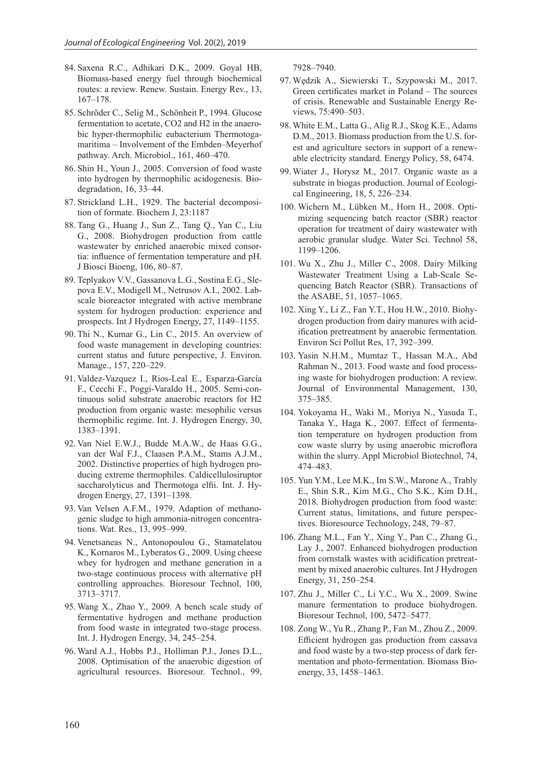84. Saxena R.C., Adhikari D.K., 2009. Goyal HB, Biomass-based energy fuel through biochemical routes: a review. Renew. Sustain. Energy Rev., 13, 167–178.
85. Schröder C., Selig M., Schönheit P., 1994. Glucose fermentation to acetate, CO2 and H2 in the anaerobic hyper-thermophilic eubacterium Thermotoga-maritima – Involvement of the Embden–Meyerhof pathway. Arch. Microbiol., 161, 460–470.
86. Shin H., Youn J., 2005. Conversion of food waste into hydrogen by thermophilic acidogenesis. Biodegradation, 16, 33–44.
87. Strickland L.H., 1929. The bacterial decomposition of formate. Biochem J, 23:1187
88. Tang G., Huang J., Sun Z., Tang Q., Yan C., Liu G., 2008. Biohydrogen production from cattle wastewater by enriched anaerobic mixed consortia: influence of fermentation temperature and pH. J Biosci Bioeng, 106, 80–87.
89. Teplyakov V.V., Gassanova L.G., Sostina E.G., Slepova E.V., Modigell M., Netrusov A.I., 2002. Lab-scale bioreactor integrated with active membrane system for hydrogen production: experience and prospects. Int J Hydrogen Energy, 27, 1149–1155.
90. Thi N., Kumar G., Lin C., 2015. An overview of food waste management in developing countries: current status and future perspective, J. Environ. Manage., 157, 220–229.
91. Valdez-Vazquez I., Rios-Leal E., Esparza-García F., Cecchi F., Poggi-Varaldo H., 2005. Semi-continuous solid substrate anaerobic reactors for H2 production from organic waste: mesophilic versus thermophilic regime. Int. J. Hydrogen Energy, 30, 1383–1391.
92. Van Niel E.W.J., Budde M.A.W., de Haas G.G., van der Wal F.J., Claasen P.A.M., Stams A.J.M., 2002. Distinctive properties of high hydrogen producing extreme thermophiles. Caldicellulosiruptor saccharolyticus and Thermotoga elfii. Int. J. Hydrogen Energy, 27, 1391–1398.
93. Van Velsen A.F.M., 1979. Adaption of methanogenic sludge to high ammonia-nitrogen concentrations. Wat. Res., 13, 995–999.
94. Venetsaneas N., Antonopoulou G., Stamatelatou K., Kornaros M., Lyberatos G., 2009. Using cheese whey for hydrogen and methane generation in a two-stage continuous process with alternative pH controlling approaches. Bioresour Technol, 100, 3713–3717.
95. Wang X., Zhao Y., 2009. A bench scale study of fermentative hydrogen and methane production from food waste in integrated two-stage process. Int. J. Hydrogen Energy, 34, 245–254.
96. Ward A.J., Hobbs P.J., Holliman P.J., Jones D.L., 2008. Optimisation of the anaerobic digestion of agricultural resources. Bioresour. Technol., 99, 7928–7940.
97. Wędzik A., Siewierski T., Szypowski M., 2017. Green certificates market in Poland – The sources of crisis. Renewable and Sustainable Energy Reviews, 75:490–503.
98. White E.M., Latta G., Alig R.J., Skog K.E., Adams D.M., 2013. Biomass production from the U.S. forest and agriculture sectors in support of a renewable electricity standard. Energy Policy, 58, 6474.
99. Wiater J., Horysz M., 2017. Organic waste as a substrate in biogas production. Journal of Ecological Engineering, 18, 5, 226–234.
100. Wichern M., Lübken M., Horn H., 2008. Optimizing sequencing batch reactor (SBR) reactor operation for treatment of dairy wastewater with aerobic granular sludge. Water Sci. Technol 58, 1199–1206.
101. Wu X., Zhu J., Miller C., 2008. Dairy Milking Wastewater Treatment Using a Lab-Scale Sequencing Batch Reactor (SBR). Transactions of the ASABE, 51, 1057–1065.
102. Xing Y., Li Z., Fan Y.T., Hou H.W., 2010. Biohydrogen production from dairy manures with acidification pretreatment by anaerobic fermentation. Environ Sci Pollut Res, 17, 392–399.
103. Yasin N.H.M., Mumtaz T., Hassan M.A., Abd Rahman N., 2013. Food waste and food processing waste for biohydrogen production: A review. Journal of Environmental Management, 130, 375–385.
104. Yokoyama H., Waki M., Moriya N., Yasuda T., Tanaka Y., Haga K., 2007. Effect of fermentation temperature on hydrogen production from cow waste slurry by using anaerobic microflora within the slurry. Appl Microbiol Biotechnol, 74, 474–483.
105. Yun Y.M., Lee M.K., Im S.W., Marone A., Trably E., Shin S.R., Kim M.G., Cho S.K., Kim D.H., 2018. Biohydrogen production from food waste: Current status, limitations, and future perspectives. Bioresource Technology, 248, 79–87.
106. Zhang M.L., Fan Y., Xing Y., Pan C., Zhang G., Lay J., 2007. Enhanced biohydrogen production from cornstalk wastes with acidification pretreatment by mixed anaerobic cultures. Int J Hydrogen Energy, 31, 250–254.
107. Zhu J., Miller C., Li Y.C., Wu X., 2009. Swine manure fermentation to produce biohydrogen. Bioresour Technol, 100, 5472–5477.
108. Zong W., Yu R., Zhang P., Fan M., Zhou Z., 2009. Efficient hydrogen gas production from cassava and food waste by a two-step process of dark fermentation and photo-fermentation. Biomass Bioenergy, 33, 1458–1463.